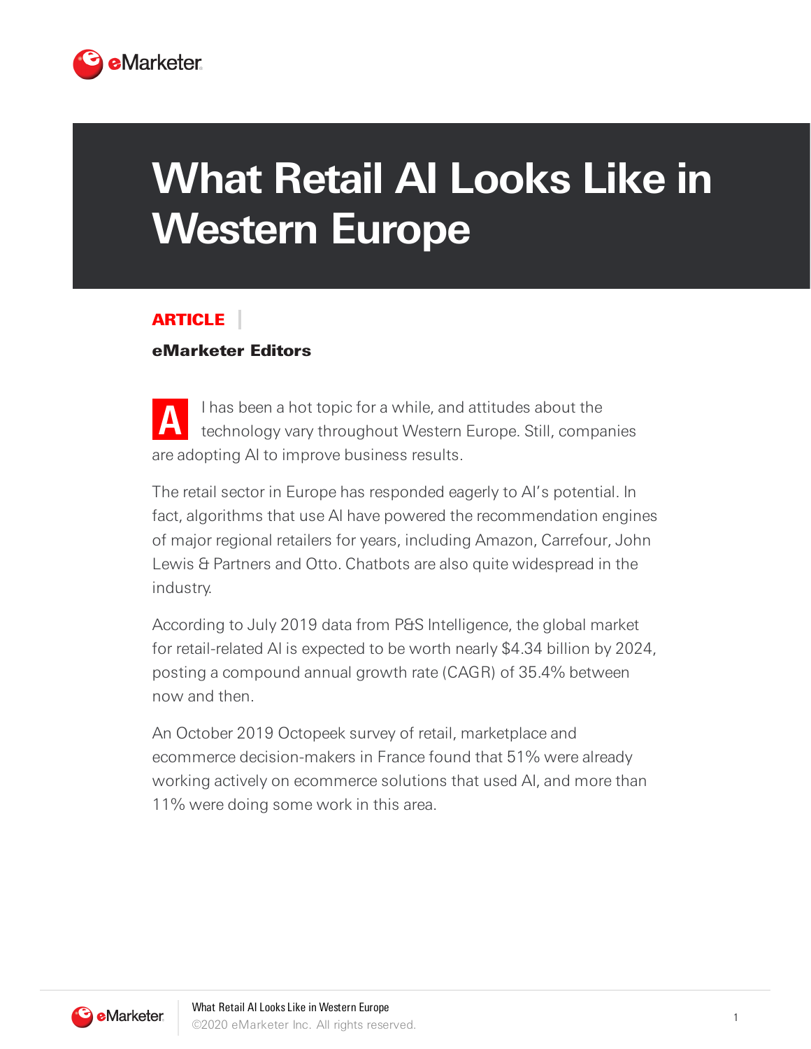# What Retail AI Looks Like in Western Europe

**ARTICLE**

**eMarketer Editors**

AI has been a hot topic for a while, and attitudes about the technology vary throughout Western Europe. Still, companies are adopting AI to improve business results.

The retail sector in Europe has responded eagerly to AI's potential. In fact, algorithms that use AI have powered the recommendation engines of major regional retailers for years, including Amazon, Carrefour, John Lewis & Partners and Otto. Chatbots are also quite widespread in the industry.

According to July 2019 data from P&S Intelligence, the global market for retail-related AI is expected to be worth nearly $4.34 billion by 2024, posting a compound annual growth rate (CAGR) of 35.4% between now and then.

An October 2019 Octopeek survey of retail, marketplace and ecommerce decision-makers in France found that 51% were already working actively on ecommerce solutions that used AI, and more than 11% were doing some work in this area.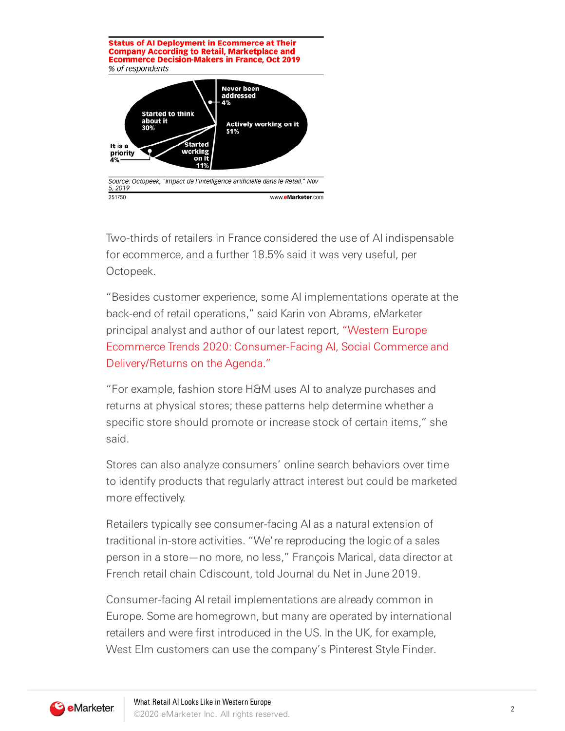**Status of AI Deployment in Ecommerce at Their Company According to Retail, Marketplace and Ecommerce Decision-Makers in France, Oct 2019**

*% of respondents*

| Status | % of respondents |
|---|---|
| Actively working on it | 51% |
| Started to think about it | 30% |
| Started working on it | 11% |
| It is a priority | 4% |
| Never been addressed | 4% |

*Source: Octopeek, "Impact de l'intelligence artificielle dans le Retail," Nov 5, 2019*

251750 www.eMarketer.com

Two-thirds of retailers in France considered the use of AI indispensable for ecommerce, and a further 18.5% said it was very useful, per Octopeek.

"Besides customer experience, some AI implementations operate at the back-end of retail operations," said Karin von Abrams, eMarketer principal analyst and author of our latest report, "Western Europe Ecommerce Trends 2020: Consumer-Facing AI, Social Commerce and Delivery/Returns on the Agenda."

"For example, fashion store H&M uses AI to analyze purchases and returns at physical stores; these patterns help determine whether a specific store should promote or increase stock of certain items," she said.

Stores can also analyze consumers' online search behaviors over time to identify products that regularly attract interest but could be marketed more effectively.

Retailers typically see consumer-facing AI as a natural extension of traditional in-store activities. "We're reproducing the logic of a sales person in a store—no more, no less," François Marical, data director at French retail chain Cdiscount, told Journal du Net in June 2019.

Consumer-facing AI retail implementations are already common in Europe. Some are homegrown, but many are operated by international retailers and were first introduced in the US. In the UK, for example, West Elm customers can use the company's Pinterest Style Finder.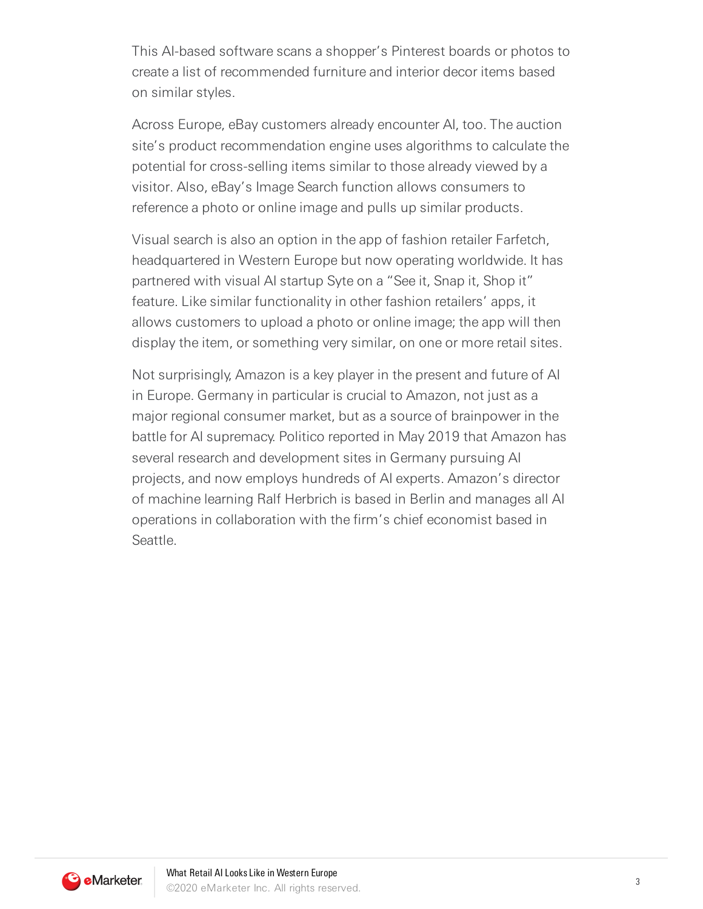This AI-based software scans a shopper's Pinterest boards or photos to create a list of recommended furniture and interior decor items based on similar styles.

Across Europe, eBay customers already encounter AI, too. The auction site's product recommendation engine uses algorithms to calculate the potential for cross-selling items similar to those already viewed by a visitor. Also, eBay's Image Search function allows consumers to reference a photo or online image and pulls up similar products.

Visual search is also an option in the app of fashion retailer Farfetch, headquartered in Western Europe but now operating worldwide. It has partnered with visual AI startup Syte on a "See it, Snap it, Shop it" feature. Like similar functionality in other fashion retailers' apps, it allows customers to upload a photo or online image; the app will then display the item, or something very similar, on one or more retail sites.

Not surprisingly, Amazon is a key player in the present and future of AI in Europe. Germany in particular is crucial to Amazon, not just as a major regional consumer market, but as a source of brainpower in the battle for AI supremacy. Politico reported in May 2019 that Amazon has several research and development sites in Germany pursuing AI projects, and now employs hundreds of AI experts. Amazon's director of machine learning Ralf Herbrich is based in Berlin and manages all AI operations in collaboration with the firm's chief economist based in Seattle.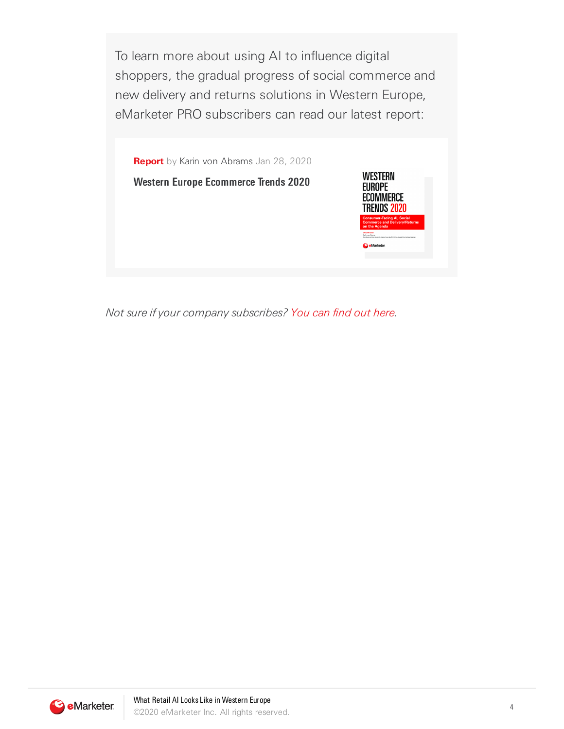To learn more about using AI to influence digital shoppers, the gradual progress of social commerce and new delivery and returns solutions in Western Europe, eMarketer PRO subscribers can read our latest report:

**Report** by Karin von Abrams Jan 28, 2020

**Western Europe Ecommerce Trends 2020**

*Not sure if your company subscribes? You can find out here.*